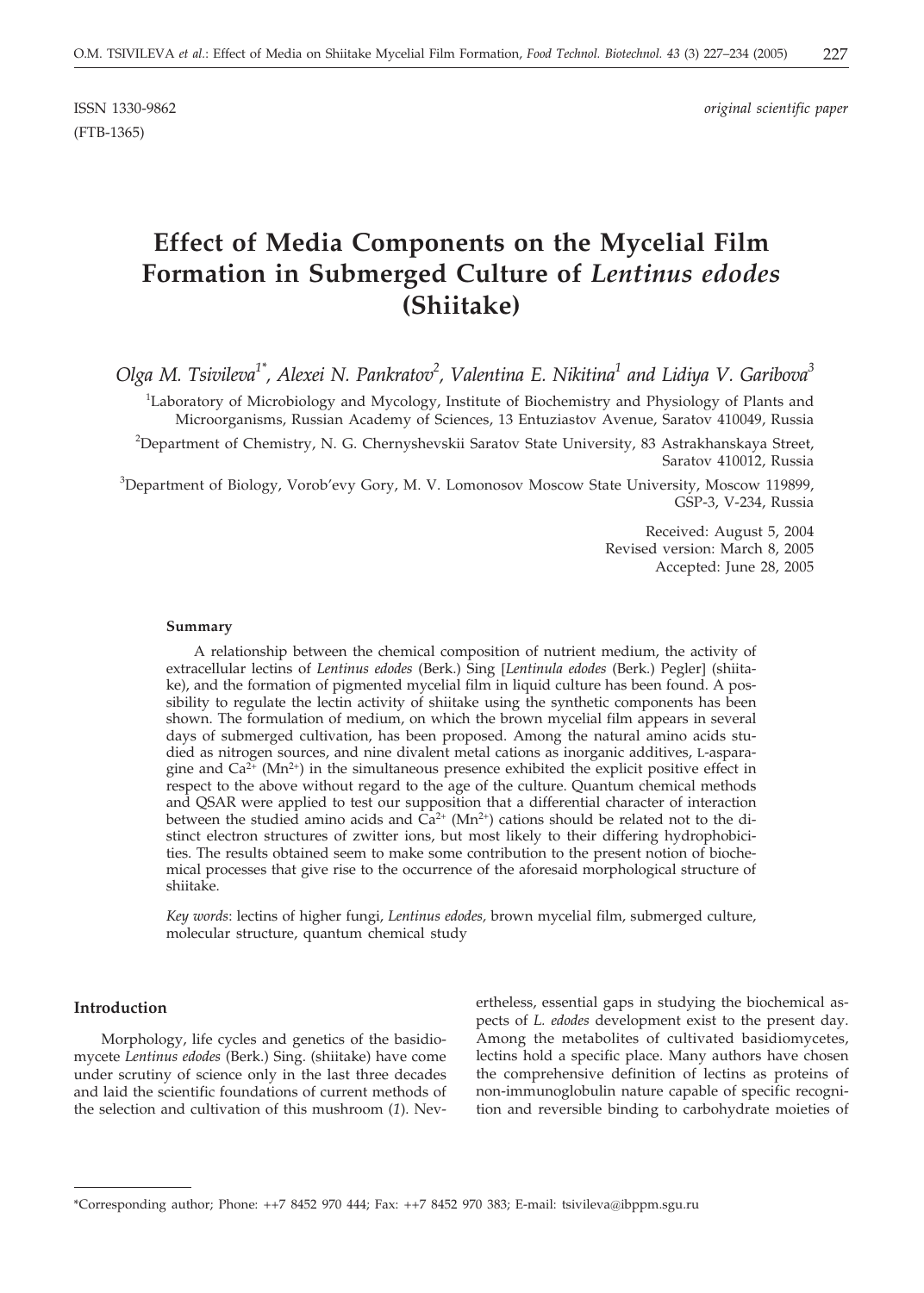ISSN 1330-9862 *original scientific paper*
(FTB-1365)

# Effect of Media Components on the Mycelial Film Formation in Submerged Culture of *Lentinus edodes* (Shiitake)

*Olga M. Tsivileva*[1*], *Alexei N. Pankratov*[2], *Valentina E. Nikitina*[1] *and Lidiya V. Garibova*[3]

[1]Laboratory of Microbiology and Mycology, Institute of Biochemistry and Physiology of Plants and Microorganisms, Russian Academy of Sciences, 13 Entuziastov Avenue, Saratov 410049, Russia

[2]Department of Chemistry, N. G. Chernyshevskii Saratov State University, 83 Astrakhanskaya Street, Saratov 410012, Russia

[3]Department of Biology, Vorob'evy Gory, M. V. Lomonosov Moscow State University, Moscow 119899, GSP-3, V-234, Russia

Received: August 5, 2004
Revised version: March 8, 2005
Accepted: June 28, 2005

#### Summary

A relationship between the chemical composition of nutrient medium, the activity of extracellular lectins of *Lentinus edodes* (Berk.) Sing [*Lentinula edodes* (Berk.) Pegler] (shiitake), and the formation of pigmented mycelial film in liquid culture has been found. A possibility to regulate the lectin activity of shiitake using the synthetic components has been shown. The formulation of medium, on which the brown mycelial film appears in several days of submerged cultivation, has been proposed. Among the natural amino acids studied as nitrogen sources, and nine divalent metal cations as inorganic additives, L-asparagine and $Ca^{2+}$ ($Mn^{2+}$) in the simultaneous presence exhibited the explicit positive effect in respect to the above without regard to the age of the culture. Quantum chemical methods and QSAR were applied to test our supposition that a differential character of interaction between the studied amino acids and $Ca^{2+}$ ($Mn^{2+}$) cations should be related not to the distinct electron structures of zwitter ions, but most likely to their differing hydrophobicities. The results obtained seem to make some contribution to the present notion of biochemical processes that give rise to the occurrence of the aforesaid morphological structure of shiitake.

*Key words*: lectins of higher fungi, *Lentinus edodes*, brown mycelial film, submerged culture, molecular structure, quantum chemical study

## Introduction

Morphology, life cycles and genetics of the basidiomycete *Lentinus edodes* (Berk.) Sing. (shiitake) have come under scrutiny of science only in the last three decades and laid the scientific foundations of current methods of the selection and cultivation of this mushroom (*1*). Nevertheless, essential gaps in studying the biochemical aspects of *L. edodes* development exist to the present day. Among the metabolites of cultivated basidiomycetes, lectins hold a specific place. Many authors have chosen the comprehensive definition of lectins as proteins of non-immunoglobulin nature capable of specific recognition and reversible binding to carbohydrate moieties of

*Corresponding author; Phone: ++7 8452 970 444; Fax: ++7 8452 970 383; E-mail: tsivileva@ibppm.sgu.ru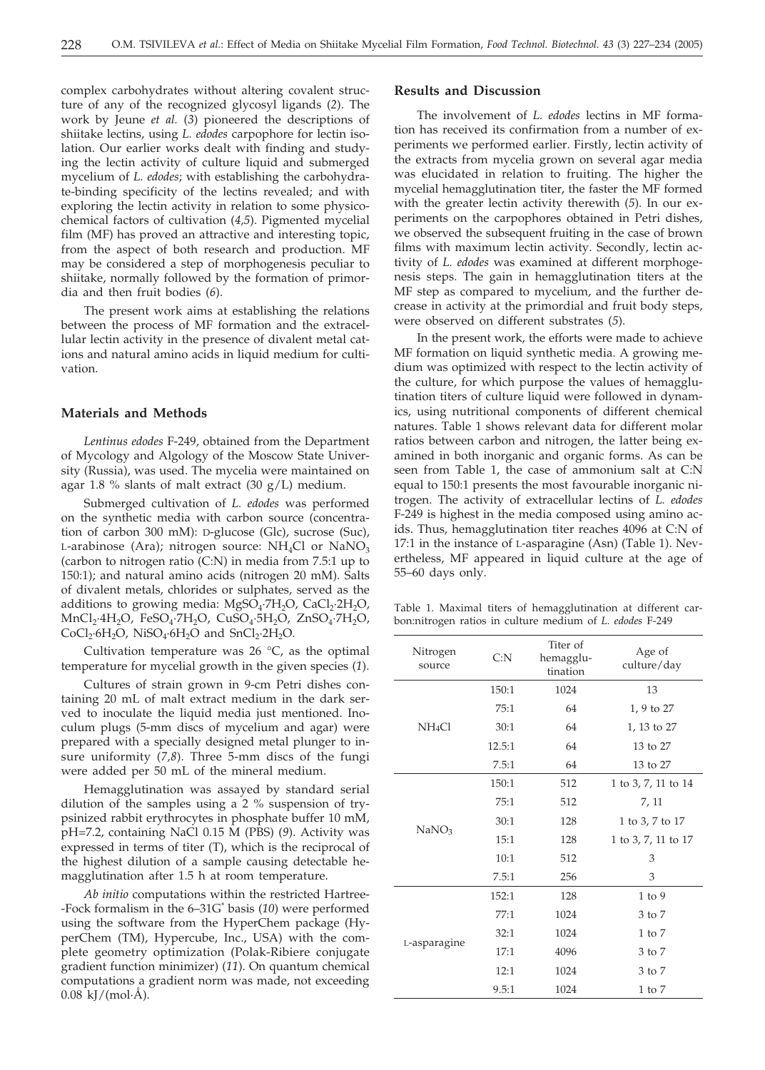complex carbohydrates without altering covalent structure of any of the recognized glycosyl ligands (*2*). The work by Jeune *et al.* (*3*) pioneered the descriptions of shiitake lectins, using *L. edodes* carpophore for lectin isolation. Our earlier works dealt with finding and studying the lectin activity of culture liquid and submerged mycelium of *L. edodes*; with establishing the carbohydrate-binding specificity of the lectins revealed; and with exploring the lectin activity in relation to some physicochemical factors of cultivation (*4,5*). Pigmented mycelial film (MF) has proved an attractive and interesting topic, from the aspect of both research and production. MF may be considered a step of morphogenesis peculiar to shiitake, normally followed by the formation of primordia and then fruit bodies (*6*).

The present work aims at establishing the relations between the process of MF formation and the extracellular lectin activity in the presence of divalent metal cations and natural amino acids in liquid medium for cultivation.

## Materials and Methods

*Lentinus edodes* F-249, obtained from the Department of Mycology and Algology of the Moscow State University (Russia), was used. The mycelia were maintained on agar 1.8 % slants of malt extract (30 g/L) medium.

Submerged cultivation of *L. edodes* was performed on the synthetic media with carbon source (concentration of carbon 300 mM): D-glucose (Glc), sucrose (Suc), L-arabinose (Ara); nitrogen source: $NH_4Cl$ or $NaNO_3$ (carbon to nitrogen ratio (C:N) in media from 7.5:1 up to 150:1); and natural amino acids (nitrogen 20 mM). Salts of divalent metals, chlorides or sulphates, served as the additions to growing media: $MgSO_4 \cdot 7H_2O$, $CaCl_2 \cdot 2H_2O$, $MnCl_2 \cdot 4H_2O$, $FeSO_4 \cdot 7H_2O$, $CuSO_4 \cdot 5H_2O$, $ZnSO_4 \cdot 7H_2O$, $CoCl_2 \cdot 6H_2O$, $NiSO_4 \cdot 6H_2O$ and $SnCl_2 \cdot 2H_2O$.

Cultivation temperature was 26 °C, as the optimal temperature for mycelial growth in the given species (*1*).

Cultures of strain grown in 9-cm Petri dishes containing 20 mL of malt extract medium in the dark served to inoculate the liquid media just mentioned. Inoculum plugs (5-mm discs of mycelium and agar) were prepared with a specially designed metal plunger to insure uniformity (*7,8*). Three 5-mm discs of the fungi were added per 50 mL of the mineral medium.

Hemagglutination was assayed by standard serial dilution of the samples using a 2 % suspension of trypsinized rabbit erythrocytes in phosphate buffer 10 mM, pH=7.2, containing NaCl 0.15 M (PBS) (*9*). Activity was expressed in terms of titer (T), which is the reciprocal of the highest dilution of a sample causing detectable hemagglutination after 1.5 h at room temperature.

*Ab initio* computations within the restricted Hartree-Fock formalism in the 6–31G* basis (*10*) were performed using the software from the HyperChem package (HyperChem (TM), Hypercube, Inc., USA) with the complete geometry optimization (Polak-Ribiere conjugate gradient function minimizer) (*11*). On quantum chemical computations a gradient norm was made, not exceeding 0.08 kJ/(mol·Å).

## Results and Discussion

The involvement of *L. edodes* lectins in MF formation has received its confirmation from a number of experiments we performed earlier. Firstly, lectin activity of the extracts from mycelia grown on several agar media was elucidated in relation to fruiting. The higher the mycelial hemagglutination titer, the faster the MF formed with the greater lectin activity therewith (*5*). In our experiments on the carpophores obtained in Petri dishes, we observed the subsequent fruiting in the case of brown films with maximum lectin activity. Secondly, lectin activity of *L. edodes* was examined at different morphogenesis steps. The gain in hemagglutination titers at the MF step as compared to mycelium, and the further decrease in activity at the primordial and fruit body steps, were observed on different substrates (*5*).

In the present work, the efforts were made to achieve MF formation on liquid synthetic media. A growing medium was optimized with respect to the lectin activity of the culture, for which purpose the values of hemagglutination titers of culture liquid were followed in dynamics, using nutritional components of different chemical natures. Table 1 shows relevant data for different molar ratios between carbon and nitrogen, the latter being examined in both inorganic and organic forms. As can be seen from Table 1, the case of ammonium salt at C:N equal to 150:1 presents the most favourable inorganic nitrogen. The activity of extracellular lectins of *L. edodes* F-249 is highest in the media composed using amino acids. Thus, hemagglutination titer reaches 4096 at C:N of 17:1 in the instance of L-asparagine (Asn) (Table 1). Nevertheless, MF appeared in liquid culture at the age of 55–60 days only.

Table 1. Maximal titers of hemagglutination at different carbon:nitrogen ratios in culture medium of *L. edodes* F-249

| Nitrogen source | C:N | Titer of hemagglutination | Age of culture/day |
|---|---|---|---|
| $NH_4Cl$ | 150:1 | 1024 | 13 |
| | 75:1 | 64 | 1, 9 to 27 |
| | 30:1 | 64 | 1, 13 to 27 |
| | 12.5:1 | 64 | 13 to 27 |
| | 7.5:1 | 64 | 13 to 27 |
| $NaNO_3$ | 150:1 | 512 | 1 to 3, 7, 11 to 14 |
| | 75:1 | 512 | 7, 11 |
| | 30:1 | 128 | 1 to 3, 7 to 17 |
| | 15:1 | 128 | 1 to 3, 7, 11 to 17 |
| | 10:1 | 512 | 3 |
| | 7.5:1 | 256 | 3 |
| L-asparagine | 152:1 | 128 | 1 to 9 |
| | 77:1 | 1024 | 3 to 7 |
| | 32:1 | 1024 | 1 to 7 |
| | 17:1 | 4096 | 3 to 7 |
| | 12:1 | 1024 | 3 to 7 |
| | 9.5:1 | 1024 | 1 to 7 |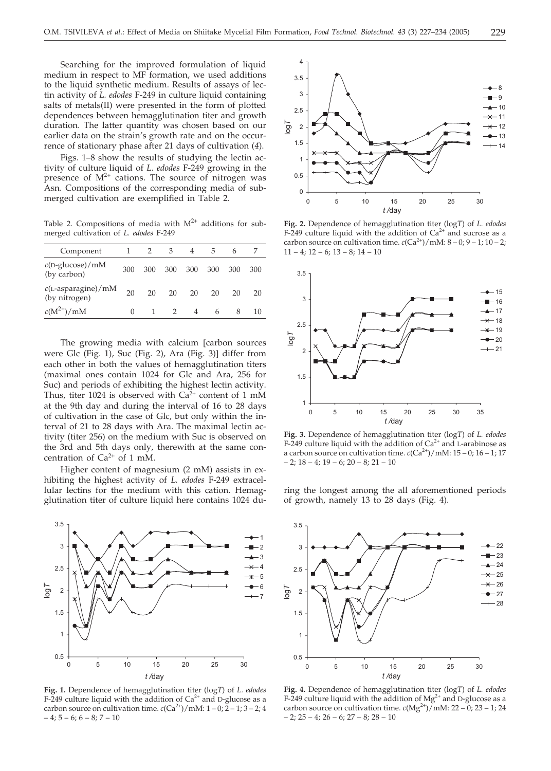Searching for the improved formulation of liquid medium in respect to MF formation, we used additions to the liquid synthetic medium. Results of assays of lectin activity of *L. edodes* F-249 in culture liquid containing salts of metals(II) were presented in the form of plotted dependences between hemagglutination titer and growth duration. The latter quantity was chosen based on our earlier data on the strain's growth rate and on the occurrence of stationary phase after 21 days of cultivation (*4*).

Figs. 1–8 show the results of studying the lectin activity of culture liquid of *L. edodes* F-249 growing in the presence of $M^{2+}$ cations. The source of nitrogen was Asn. Compositions of the corresponding media of submerged cultivation are exemplified in Table 2.

Table 2. Compositions of media with $M^{2+}$ additions for submerged cultivation of *L. edodes* F-249

| Component | 1 | 2 | 3 | 4 | 5 | 6 | 7 |
|---|---|---|---|---|---|---|---|
| *c*(D-glucose)/mM (by carbon) | 300 | 300 | 300 | 300 | 300 | 300 | 300 |
| *c*(L-asparagine)/mM (by nitrogen) | 20 | 20 | 20 | 20 | 20 | 20 | 20 |
| $c(M^{2+})$/mM | 0 | 1 | 2 | 4 | 6 | 8 | 10 |

The growing media with calcium [carbon sources were Glc (Fig. 1), Suc (Fig. 2), Ara (Fig. 3)] differ from each other in both the values of hemagglutination titers (maximal ones contain 1024 for Glc and Ara, 256 for Suc) and periods of exhibiting the highest lectin activity. Thus, titer 1024 is observed with $Ca^{2+}$ content of 1 mM at the 9th day and during the interval of 16 to 28 days of cultivation in the case of Glc, but only within the interval of 21 to 28 days with Ara. The maximal lectin activity (titer 256) on the medium with Suc is observed on the 3rd and 5th days only, therewith at the same concentration of $Ca^{2+}$ of 1 mM.

Higher content of magnesium (2 mM) assists in exhibiting the highest activity of *L. edodes* F-249 extracellular lectins for the medium with this cation. Hemagglutination titer of culture liquid here contains 1024 during the longest among the all aforementioned periods of growth, namely 13 to 28 days (Fig. 4).

**Fig. 1.** Dependence of hemagglutination titer (log*T*) of *L. edodes* F-249 culture liquid with the addition of $Ca^{2+}$ and D-glucose as a carbon source on cultivation time. $c(Ca^{2+})$/mM: 1 – 0; 2 – 1; 3 – 2; 4 – 4; 5 – 6; 6 – 8; 7 – 10

**Fig. 2.** Dependence of hemagglutination titer (log*T*) of *L. edodes* F-249 culture liquid with the addition of $Ca^{2+}$ and sucrose as a carbon source on cultivation time. $c(Ca^{2+})$/mM: 8 – 0; 9 – 1; 10 – 2; 11 – 4; 12 – 6; 13 – 8; 14 – 10

**Fig. 3.** Dependence of hemagglutination titer (log*T*) of *L. edodes* F-249 culture liquid with the addition of $Ca^{2+}$ and L-arabinose as a carbon source on cultivation time. $c(Ca^{2+})$/mM: 15 – 0; 16 – 1; 17 – 2; 18 – 4; 19 – 6; 20 – 8; 21 – 10

**Fig. 4.** Dependence of hemagglutination titer (log*T*) of *L. edodes* F-249 culture liquid with the addition of $Mg^{2+}$ and D-glucose as a carbon source on cultivation time. $c(Mg^{2+})$/mM: 22 – 0; 23 – 1; 24 – 2; 25 – 4; 26 – 6; 27 – 8; 28 – 10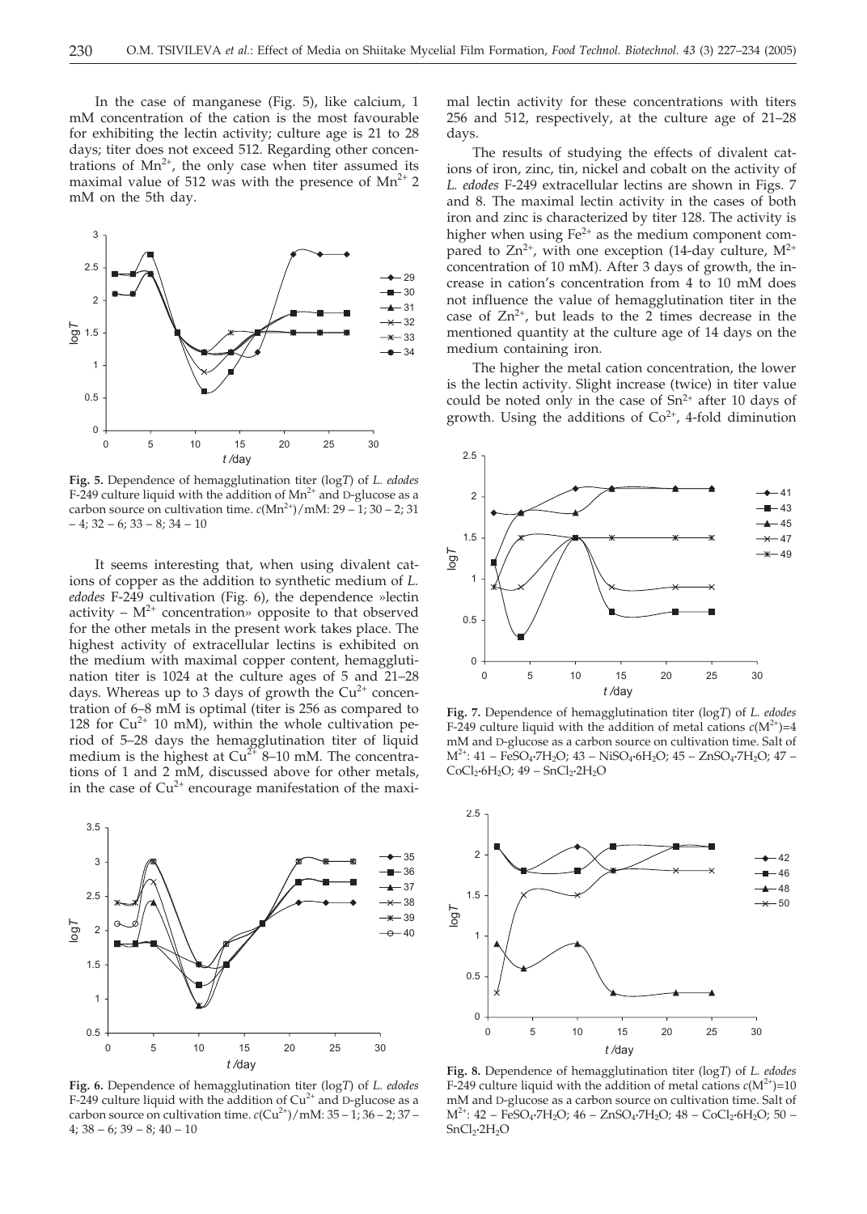In the case of manganese (Fig. 5), like calcium, 1 mM concentration of the cation is the most favourable for exhibiting the lectin activity; culture age is 21 to 28 days; titer does not exceed 512. Regarding other concentrations of $Mn^{2+}$, the only case when titer assumed its maximal value of 512 was with the presence of $Mn^{2+}$ 2 mM on the 5th day.

**Fig. 5.** Dependence of hemagglutination titer (log*T*) of *L. edodes* F-249 culture liquid with the addition of $Mn^{2+}$ and D-glucose as a carbon source on cultivation time. $c(Mn^{2+})$/mM: 29 – 1; 30 – 2; 31 – 4; 32 – 6; 33 – 8; 34 – 10

It seems interesting that, when using divalent cations of copper as the addition to synthetic medium of *L. edodes* F-249 cultivation (Fig. 6), the dependence »lectin activity – $M^{2+}$ concentration« opposite to that observed for the other metals in the present work takes place. The highest activity of extracellular lectins is exhibited on the medium with maximal copper content, hemagglutination titer is 1024 at the culture ages of 5 and 21–28 days. Whereas up to 3 days of growth the $Cu^{2+}$ concentration of 6–8 mM is optimal (titer is 256 as compared to 128 for $Cu^{2+}$ 10 mM), within the whole cultivation period of 5–28 days the hemagglutination titer of liquid medium is the highest at $Cu^{2+}$ 8–10 mM. The concentrations of 1 and 2 mM, discussed above for other metals, in the case of $Cu^{2+}$ encourage manifestation of the maximal lectin activity for these concentrations with titers 256 and 512, respectively, at the culture age of 21–28 days.

**Fig. 6.** Dependence of hemagglutination titer (log*T*) of *L. edodes* F-249 culture liquid with the addition of $Cu^{2+}$ and D-glucose as a carbon source on cultivation time. $c(Cu^{2+})$/mM: 35 – 1; 36 – 2; 37 – 4; 38 – 6; 39 – 8; 40 – 10

The results of studying the effects of divalent cations of iron, zinc, tin, nickel and cobalt on the activity of *L. edodes* F-249 extracellular lectins are shown in Figs. 7 and 8. The maximal lectin activity in the cases of both iron and zinc is characterized by titer 128. The activity is higher when using $Fe^{2+}$ as the medium component compared to $Zn^{2+}$, with one exception (14-day culture, $M^{2+}$ concentration of 10 mM). After 3 days of growth, the increase in cation's concentration from 4 to 10 mM does not influence the value of hemagglutination titer in the case of $Zn^{2+}$, but leads to the 2 times decrease in the mentioned quantity at the culture age of 14 days on the medium containing iron.

The higher the metal cation concentration, the lower is the lectin activity. Slight increase (twice) in titer value could be noted only in the case of $Sn^{2+}$ after 10 days of growth. Using the additions of $Co^{2+}$, 4-fold diminution

**Fig. 7.** Dependence of hemagglutination titer (log*T*) of *L. edodes* F-249 culture liquid with the addition of metal cations $c(M^{2+})$=4 mM and D-glucose as a carbon source on cultivation time. Salt of $M^{2+}$: 41 – $FeSO_4·7H_2O$; 43 – $NiSO_4·6H_2O$; 45 – $ZnSO_4·7H_2O$; 47 – $CoCl_2·6H_2O$; 49 – $SnCl_2·2H_2O$

**Fig. 8.** Dependence of hemagglutination titer (log*T*) of *L. edodes* F-249 culture liquid with the addition of metal cations $c(M^{2+})$=10 mM and D-glucose as a carbon source on cultivation time. Salt of $M^{2+}$: 42 – $FeSO_4·7H_2O$; 46 – $ZnSO_4·7H_2O$; 48 – $CoCl_2·6H_2O$; 50 – $SnCl_2·2H_2O$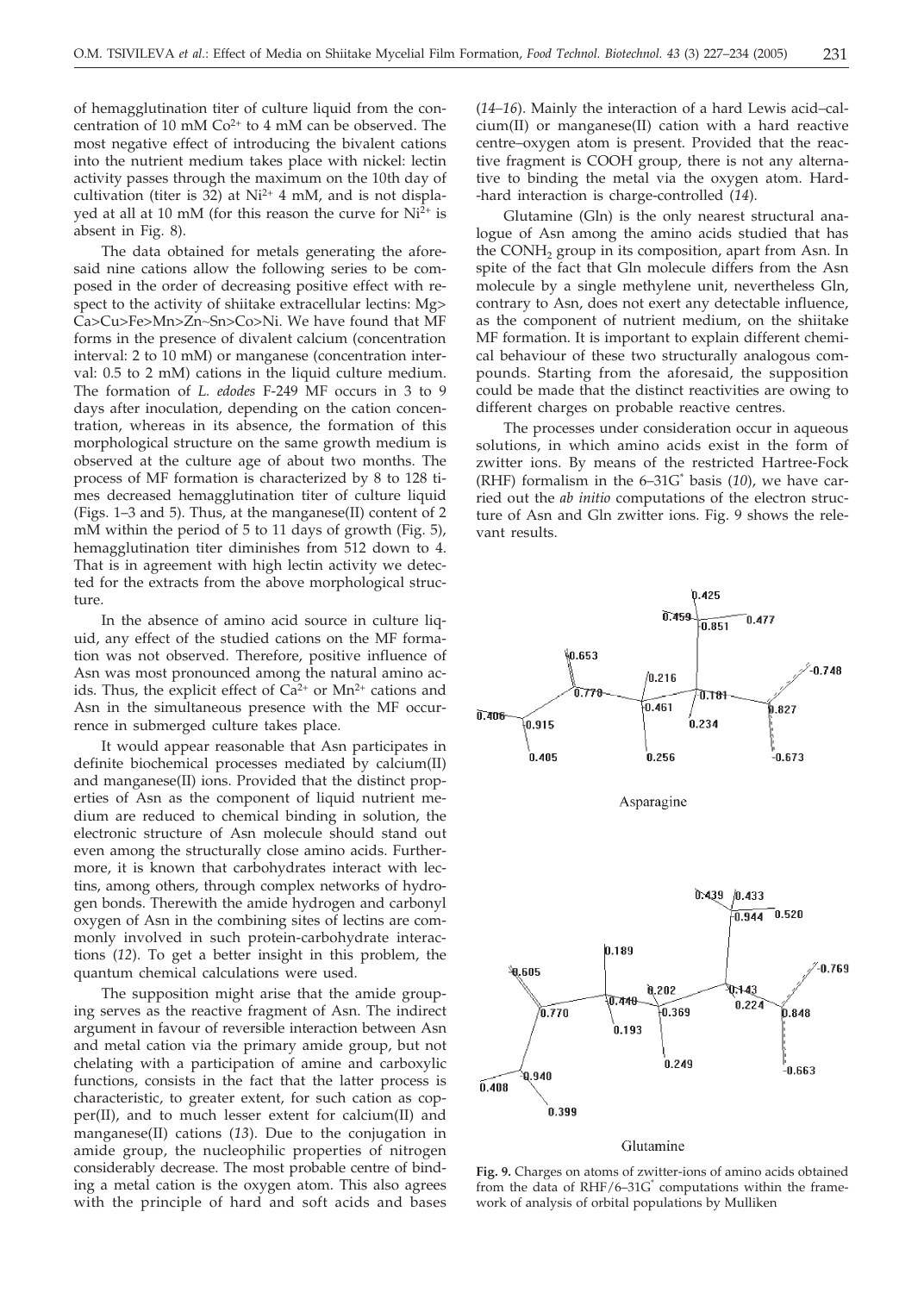of hemagglutination titer of culture liquid from the concentration of 10 mM $Co^{2+}$ to 4 mM can be observed. The most negative effect of introducing the bivalent cations into the nutrient medium takes place with nickel: lectin activity passes through the maximum on the 10th day of cultivation (titer is 32) at $Ni^{2+}$ 4 mM, and is not displayed at all at 10 mM (for this reason the curve for $Ni^{2+}$ is absent in Fig. 8).

The data obtained for metals generating the aforesaid nine cations allow the following series to be composed in the order of decreasing positive effect with respect to the activity of shiitake extracellular lectins: Mg> Ca>Cu>Fe>Mn>Zn~Sn>Co>Ni. We have found that MF forms in the presence of divalent calcium (concentration interval: 2 to 10 mM) or manganese (concentration interval: 0.5 to 2 mM) cations in the liquid culture medium. The formation of *L. edodes* F-249 MF occurs in 3 to 9 days after inoculation, depending on the cation concentration, whereas in its absence, the formation of this morphological structure on the same growth medium is observed at the culture age of about two months. The process of MF formation is characterized by 8 to 128 times decreased hemagglutination titer of culture liquid (Figs. 1–3 and 5). Thus, at the manganese(II) content of 2 mM within the period of 5 to 11 days of growth (Fig. 5), hemagglutination titer diminishes from 512 down to 4. That is in agreement with high lectin activity we detected for the extracts from the above morphological structure.

In the absence of amino acid source in culture liquid, any effect of the studied cations on the MF formation was not observed. Therefore, positive influence of Asn was most pronounced among the natural amino acids. Thus, the explicit effect of $Ca^{2+}$ or $Mn^{2+}$ cations and Asn in the simultaneous presence with the MF occurrence in submerged culture takes place.

It would appear reasonable that Asn participates in definite biochemical processes mediated by calcium(II) and manganese(II) ions. Provided that the distinct properties of Asn as the component of liquid nutrient medium are reduced to chemical binding in solution, the electronic structure of Asn molecule should stand out even among the structurally close amino acids. Furthermore, it is known that carbohydrates interact with lectins, among others, through complex networks of hydrogen bonds. Therewith the amide hydrogen and carbonyl oxygen of Asn in the combining sites of lectins are commonly involved in such protein-carbohydrate interactions (*12*). To get a better insight in this problem, the quantum chemical calculations were used.

The supposition might arise that the amide grouping serves as the reactive fragment of Asn. The indirect argument in favour of reversible interaction between Asn and metal cation via the primary amide group, but not chelating with a participation of amine and carboxylic functions, consists in the fact that the latter process is characteristic, to greater extent, for such cation as copper(II), and to much lesser extent for calcium(II) and manganese(II) cations (*13*). Due to the conjugation in amide group, the nucleophilic properties of nitrogen considerably decrease. The most probable centre of binding a metal cation is the oxygen atom. This also agrees with the principle of hard and soft acids and bases (*14–16*). Mainly the interaction of a hard Lewis acid–calcium(II) or manganese(II) cation with a hard reactive centre–oxygen atom is present. Provided that the reactive fragment is COOH group, there is not any alternative to binding the metal via the oxygen atom. Hard-hard interaction is charge-controlled (*14*).

Glutamine (Gln) is the only nearest structural analogue of Asn among the amino acids studied that has the $CONH_2$ group in its composition, apart from Asn. In spite of the fact that Gln molecule differs from the Asn molecule by a single methylene unit, nevertheless Gln, contrary to Asn, does not exert any detectable influence, as the component of nutrient medium, on the shiitake MF formation. It is important to explain different chemical behaviour of these two structurally analogous compounds. Starting from the aforesaid, the supposition could be made that the distinct reactivities are owing to different charges on probable reactive centres.

The processes under consideration occur in aqueous solutions, in which amino acids exist in the form of zwitter ions. By means of the restricted Hartree-Fock (RHF) formalism in the 6–31G* basis (*10*), we have carried out the *ab initio* computations of the electron structure of Asn and Gln zwitter ions. Fig. 9 shows the relevant results.

Asparagine

Glutamine

**Fig. 9.** Charges on atoms of zwitter-ions of amino acids obtained from the data of RHF/6–31G* computations within the framework of analysis of orbital populations by Mulliken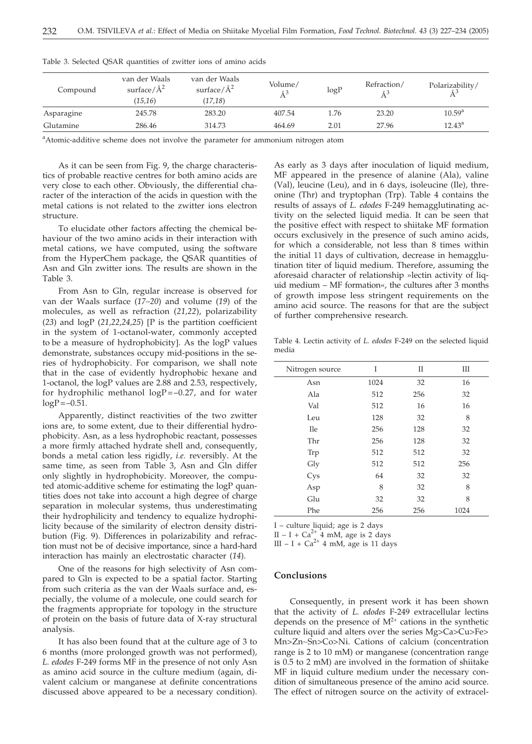Table 3. Selected QSAR quantities of zwitter ions of amino acids

| Compound | van der Waals surface/Å$^2$ (*15,16*) | van der Waals surface/Å$^2$ (*17,18*) | Volume/ Å$^3$ | logP | Refraction/ Å$^3$ | Polarizability/ Å$^3$ |
|---|---|---|---|---|---|---|
| Asparagine | 245.78 | 283.20 | 407.54 | 1.76 | 23.20 | 10.59[a] |
| Glutamine | 286.46 | 314.73 | 464.69 | 2.01 | 27.96 | 12.43[a] |

[a]Atomic-additive scheme does not involve the parameter for ammonium nitrogen atom

As it can be seen from Fig. 9, the charge characteristics of probable reactive centres for both amino acids are very close to each other. Obviously, the differential character of the interaction of the acids in question with the metal cations is not related to the zwitter ions electron structure.

To elucidate other factors affecting the chemical behaviour of the two amino acids in their interaction with metal cations, we have computed, using the software from the HyperChem package, the QSAR quantities of Asn and Gln zwitter ions. The results are shown in the Table 3.

From Asn to Gln, regular increase is observed for van der Waals surface (*17–20*) and volume (*19*) of the molecules, as well as refraction (*21,22*), polarizability (*23*) and logP (*21,22,24,25*) [P is the partition coefficient in the system of 1-octanol-water, commonly accepted to be a measure of hydrophobicity]. As the logP values demonstrate, substances occupy mid-positions in the series of hydrophobicity. For comparison, we shall note that in the case of evidently hydrophobic hexane and 1-octanol, the logP values are 2.88 and 2.53, respectively, for hydrophilic methanol logP=–0.27, and for water logP=–0.51.

Apparently, distinct reactivities of the two zwitter ions are, to some extent, due to their differential hydrophobicity. Asn, as a less hydrophobic reactant, possesses a more firmly attached hydrate shell and, consequently, bonds a metal cation less rigidly, *i.e.* reversibly. At the same time, as seen from Table 3, Asn and Gln differ only slightly in hydrophobicity. Moreover, the computed atomic-additive scheme for estimating the logP quantities does not take into account a high degree of charge separation in molecular systems, thus underestimating their hydrophilicity and tendency to equalize hydrophilicity because of the similarity of electron density distribution (Fig. 9). Differences in polarizability and refraction must not be of decisive importance, since a hard-hard interaction has mainly an electrostatic character (*14*).

One of the reasons for high selectivity of Asn compared to Gln is expected to be a spatial factor. Starting from such criteria as the van der Waals surface and, especially, the volume of a molecule, one could search for the fragments appropriate for topology in the structure of protein on the basis of future data of X-ray structural analysis.

It has also been found that at the culture age of 3 to 6 months (more prolonged growth was not performed), *L. edodes* F-249 forms MF in the presence of not only Asn as amino acid source in the culture medium (again, divalent calcium or manganese at definite concentrations discussed above appeared to be a necessary condition). As early as 3 days after inoculation of liquid medium, MF appeared in the presence of alanine (Ala), valine (Val), leucine (Leu), and in 6 days, isoleucine (Ile), threonine (Thr) and tryptophan (Trp). Table 4 contains the results of assays of *L. edodes* F-249 hemagglutinating activity on the selected liquid media. It can be seen that the positive effect with respect to shiitake MF formation occurs exclusively in the presence of such amino acids, for which a considerable, not less than 8 times within the initial 11 days of cultivation, decrease in hemagglutination titer of liquid medium. Therefore, assuming the aforesaid character of relationship »lectin activity of liquid medium – MF formation«, the cultures after 3 months of growth impose less stringent requirements on the amino acid source. The reasons for that are the subject of further comprehensive research.

Table 4. Lectin activity of *L. edodes* F-249 on the selected liquid media

| Nitrogen source | I | II | III |
|---|---|---|---|
| Asn | 1024 | 32 | 16 |
| Ala | 512 | 256 | 32 |
| Val | 512 | 16 | 16 |
| Leu | 128 | 32 | 8 |
| Ile | 256 | 128 | 32 |
| Thr | 256 | 128 | 32 |
| Trp | 512 | 512 | 32 |
| Gly | 512 | 512 | 256 |
| Cys | 64 | 32 | 32 |
| Asp | 8 | 32 | 8 |
| Glu | 32 | 32 | 8 |
| Phe | 256 | 256 | 1024 |

I – culture liquid; age is 2 days

II – I + $Ca^{2+}$ 4 mM, age is 2 days

III – I + $Ca^{2+}$ 4 mM, age is 11 days

## Conclusions

Consequently, in present work it has been shown that the activity of *L. edodes* F-249 extracellular lectins depends on the presence of $M^{2+}$ cations in the synthetic culture liquid and alters over the series Mg>Ca>Cu>Fe>Mn>Zn~Sn>Co>Ni. Cations of calcium (concentration range is 2 to 10 mM) or manganese (concentration range is 0.5 to 2 mM) are involved in the formation of shiitake MF in liquid culture medium under the necessary condition of simultaneous presence of the amino acid source. The effect of nitrogen source on the activity of extracel-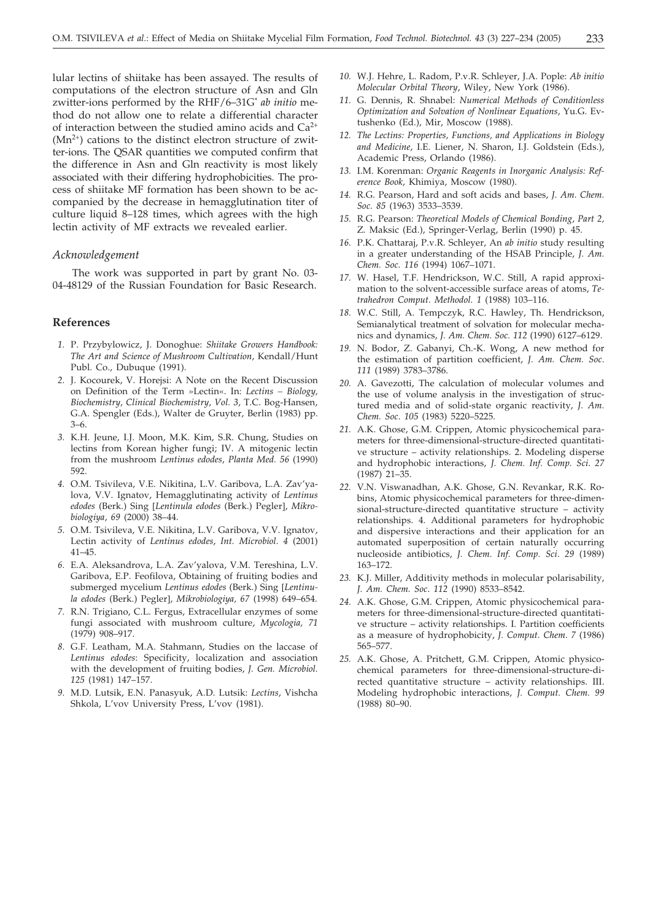lular lectins of shiitake has been assayed. The results of computations of the electron structure of Asn and Gln zwitter-ions performed by the RHF/6–31G* *ab initio* method do not allow one to relate a differential character of interaction between the studied amino acids and $Ca^{2+}$ ($Mn^{2+}$) cations to the distinct electron structure of zwitter-ions. The QSAR quantities we computed confirm that the difference in Asn and Gln reactivity is most likely associated with their differing hydrophobicities. The process of shiitake MF formation has been shown to be accompanied by the decrease in hemagglutination titer of culture liquid 8–128 times, which agrees with the high lectin activity of MF extracts we revealed earlier.

### *Acknowledgement*

The work was supported in part by grant No. 03-04-48129 of the Russian Foundation for Basic Research.

## References

1. P. Przybylowicz, J. Donoghue: *Shiitake Growers Handbook: The Art and Science of Mushroom Cultivation*, Kendall/Hunt Publ. Co., Dubuque (1991).
2. J. Kocourek, V. Horejsi: A Note on the Recent Discussion on Definition of the Term »Lectin«. In: *Lectins – Biology, Biochemistry, Clinical Biochemistry, Vol. 3*, T.C. Bog-Hansen, G.A. Spengler (Eds.), Walter de Gruyter, Berlin (1983) pp. 3–6.
3. K.H. Jeune, I.J. Moon, M.K. Kim, S.R. Chung, Studies on lectins from Korean higher fungi; IV. A mitogenic lectin from the mushroom *Lentinus edodes*, *Planta Med. 56* (1990) 592.
4. O.M. Tsivileva, V.E. Nikitina, L.V. Garibova, L.A. Zav'yalova, V.V. Ignatov, Hemagglutinating activity of *Lentinus edodes* (Berk.) Sing [*Lentinula edodes* (Berk.) Pegler], *Mikrobiologiya, 69* (2000) 38–44.
5. O.M. Tsivileva, V.E. Nikitina, L.V. Garibova, V.V. Ignatov, Lectin activity of *Lentinus edodes*, *Int. Microbiol. 4* (2001) 41–45.
6. E.A. Aleksandrova, L.A. Zav'yalova, V.M. Tereshina, L.V. Garibova, E.P. Feofilova, Obtaining of fruiting bodies and submerged mycelium *Lentinus edodes* (Berk.) Sing [*Lentinula edodes* (Berk.) Pegler], *Mikrobiologiya, 67* (1998) 649–654.
7. R.N. Trigiano, C.L. Fergus, Extracellular enzymes of some fungi associated with mushroom culture, *Mycologia, 71* (1979) 908–917.
8. G.F. Leatham, M.A. Stahmann, Studies on the laccase of *Lentinus edodes*: Specificity, localization and association with the development of fruiting bodies, *J. Gen. Microbiol. 125* (1981) 147–157.
9. M.D. Lutsik, E.N. Panasyuk, A.D. Lutsik: *Lectins*, Vishcha Shkola, L'vov University Press, L'vov (1981).
10. W.J. Hehre, L. Radom, P.v.R. Schleyer, J.A. Pople: *Ab initio Molecular Orbital Theory*, Wiley, New York (1986).
11. G. Dennis, R. Shnabel: *Numerical Methods of Conditionless Optimization and Solvation of Nonlinear Equations*, Yu.G. Evtushenko (Ed.), Mir, Moscow (1988).
12. *The Lectins: Properties, Functions, and Applications in Biology and Medicine*, I.E. Liener, N. Sharon, I.J. Goldstein (Eds.), Academic Press, Orlando (1986).
13. I.M. Korenman: *Organic Reagents in Inorganic Analysis: Reference Book*, Khimiya, Moscow (1980).
14. R.G. Pearson, Hard and soft acids and bases, *J. Am. Chem. Soc. 85* (1963) 3533–3539.
15. R.G. Pearson: *Theoretical Models of Chemical Bonding, Part 2*, Z. Maksic (Ed.), Springer-Verlag, Berlin (1990) p. 45.
16. P.K. Chattaraj, P.v.R. Schleyer, An *ab initio* study resulting in a greater understanding of the HSAB Principle, *J. Am. Chem. Soc. 116* (1994) 1067–1071.
17. W. Hasel, T.F. Hendrickson, W.C. Still, A rapid approximation to the solvent-accessible surface areas of atoms, *Tetrahedron Comput. Methodol. 1* (1988) 103–116.
18. W.C. Still, A. Tempczyk, R.C. Hawley, Th. Hendrickson, Semianalytical treatment of solvation for molecular mechanics and dynamics, *J. Am. Chem. Soc. 112* (1990) 6127–6129.
19. N. Bodor, Z. Gabanyi, Ch.-K. Wong, A new method for the estimation of partition coefficient, *J. Am. Chem. Soc. 111* (1989) 3783–3786.
20. A. Gavezotti, The calculation of molecular volumes and the use of volume analysis in the investigation of structured media and of solid-state organic reactivity, *J. Am. Chem. Soc. 105* (1983) 5220–5225.
21. A.K. Ghose, G.M. Crippen, Atomic physicochemical parameters for three-dimensional-structure-directed quantitative structure – activity relationships. 2. Modeling disperse and hydrophobic interactions, *J. Chem. Inf. Comp. Sci. 27* (1987) 21–35.
22. V.N. Viswanadhan, A.K. Ghose, G.N. Revankar, R.K. Robins, Atomic physicochemical parameters for three-dimensional-structure-directed quantitative structure – activity relationships. 4. Additional parameters for hydrophobic and dispersive interactions and their application for an automated superposition of certain naturally occurring nucleoside antibiotics, *J. Chem. Inf. Comp. Sci. 29* (1989) 163–172.
23. K.J. Miller, Additivity methods in molecular polarisability, *J. Am. Chem. Soc. 112* (1990) 8533–8542.
24. A.K. Ghose, G.M. Crippen, Atomic physicochemical parameters for three-dimensional-structure-directed quantitative structure – activity relationships. I. Partition coefficients as a measure of hydrophobicity, *J. Comput. Chem. 7* (1986) 565–577.
25. A.K. Ghose, A. Pritchett, G.M. Crippen, Atomic physicochemical parameters for three-dimensional-structure-directed quantitative structure – activity relationships. III. Modeling hydrophobic interactions, *J. Comput. Chem. 99* (1988) 80–90.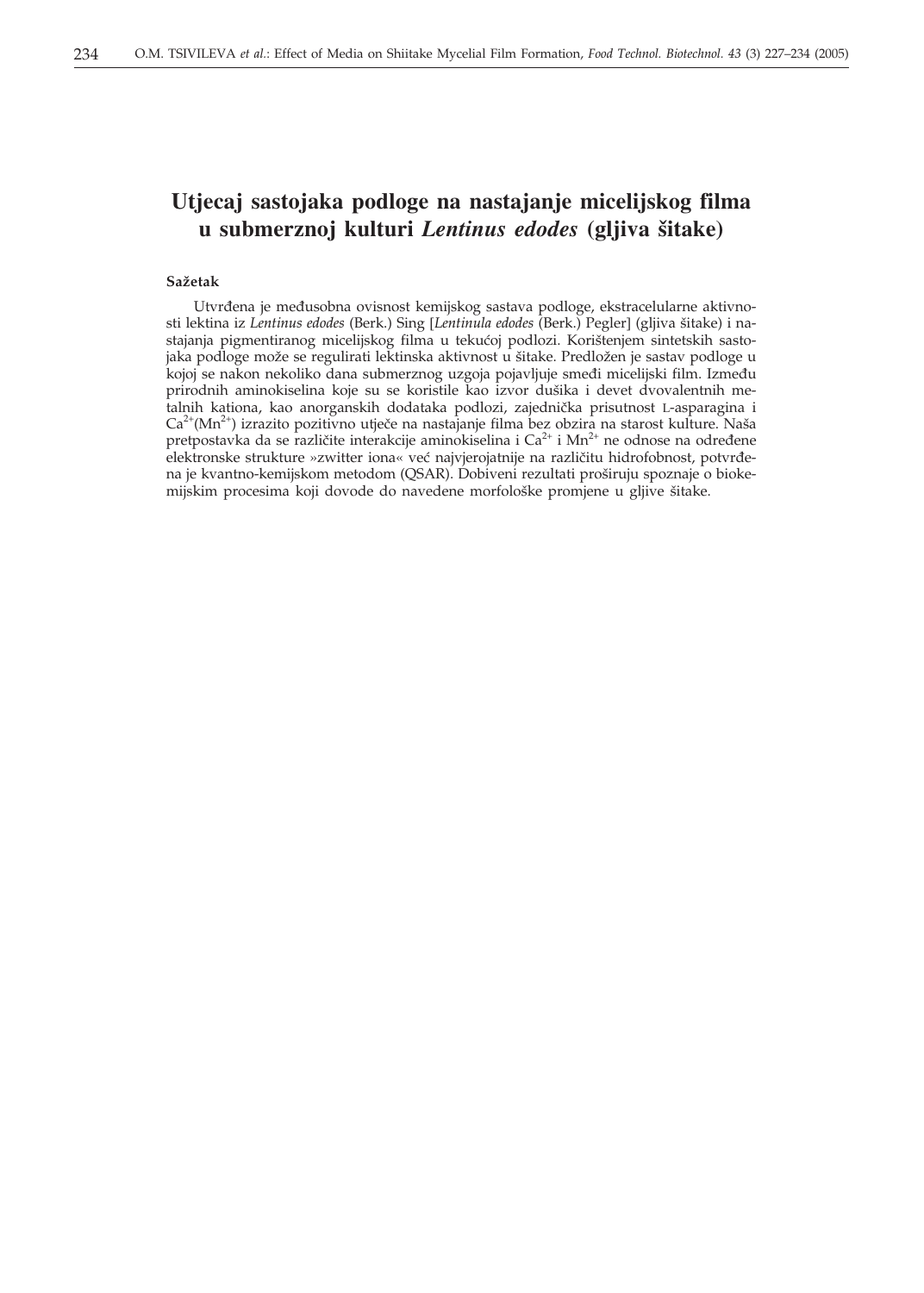# Utjecaj sastojaka podloge na nastajanje micelijskog filma u submerznoj kulturi *Lentinus edodes* (gljiva šitake)

## Sažetak

Utvrđena je međusobna ovisnost kemijskog sastava podloge, ekstracelularne aktivnosti lektina iz *Lentinus edodes* (Berk.) Sing [*Lentinula edodes* (Berk.) Pegler] (gljiva šitake) i nastajanja pigmentiranog micelijskog filma u tekućoj podlozi. Korištenjem sintetskih sastojaka podloge može se regulirati lektinska aktivnost u šitake. Predložen je sastav podloge u kojoj se nakon nekoliko dana submerznog uzgoja pojavljuje smeđi micelijski film. Između prirodnih aminokiselina koje su se koristile kao izvor dušika i devet dvovalentnih metalnih kationa, kao anorganskih dodataka podlozi, zajednička prisutnost L-asparagina i $Ca^{2+}$($Mn^{2+}$) izrazito pozitivno utječe na nastajanje filma bez obzira na starost kulture. Naša pretpostavka da se različite interakcije aminokiselina i $Ca^{2+}$ i $Mn^{2+}$ ne odnose na određene elektronske strukture »zwitter iona« već najvjerojatnije na različitu hidrofobnost, potvrđena je kvantno-kemijskom metodom (QSAR). Dobiveni rezultati proširuju spoznaje o biokemijskim procesima koji dovode do navedene morfološke promjene u gljive šitake.